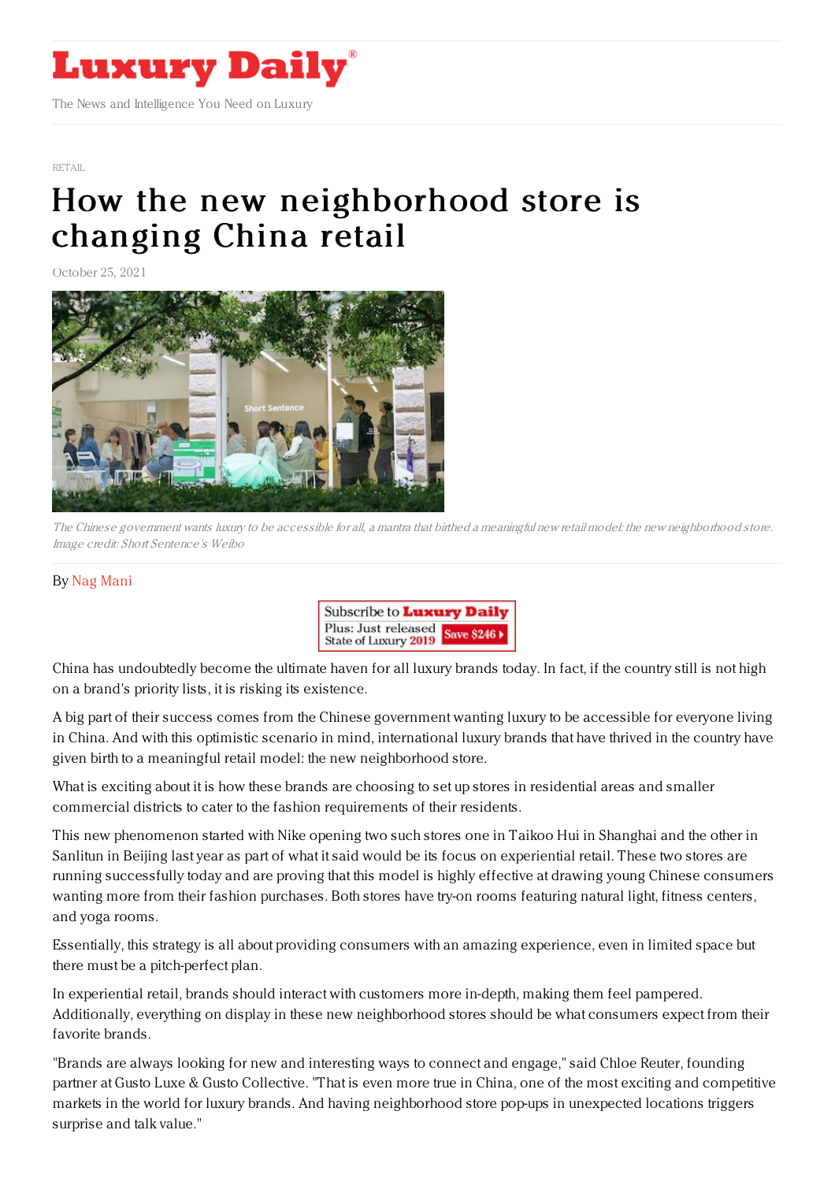RETAIL

# How the new neighborhood store is changing China retail

October 25, 2021

*The Chinese government wants luxury to be accessible for all, a mantra that birthed a meaningful new retail model: the new neighborhood store. Image credit: Short Sentence's Weibo*

By Nag Mani

China has undoubtedly become the ultimate haven for all luxury brands today. In fact, if the country still is not high on a brand's priority lists, it is risking its existence.

A big part of their success comes from the Chinese government wanting luxury to be accessible for everyone living in China. And with this optimistic scenario in mind, international luxury brands that have thrived in the country have given birth to a meaningful retail model: the new neighborhood store.

What is exciting about it is how these brands are choosing to set up stores in residential areas and smaller commercial districts to cater to the fashion requirements of their residents.

This new phenomenon started with Nike opening two such stores one in Taikoo Hui in Shanghai and the other in Sanlitun in Beijing last year as part of what it said would be its focus on experiential retail. These two stores are running successfully today and are proving that this model is highly effective at drawing young Chinese consumers wanting more from their fashion purchases. Both stores have try-on rooms featuring natural light, fitness centers, and yoga rooms.

Essentially, this strategy is all about providing consumers with an amazing experience, even in limited space but there must be a pitch-perfect plan.

In experiential retail, brands should interact with customers more in-depth, making them feel pampered. Additionally, everything on display in these new neighborhood stores should be what consumers expect from their favorite brands.

"Brands are always looking for new and interesting ways to connect and engage," said Chloe Reuter, founding partner at Gusto Luxe & Gusto Collective. "That is even more true in China, one of the most exciting and competitive markets in the world for luxury brands. And having neighborhood store pop-ups in unexpected locations triggers surprise and talk value."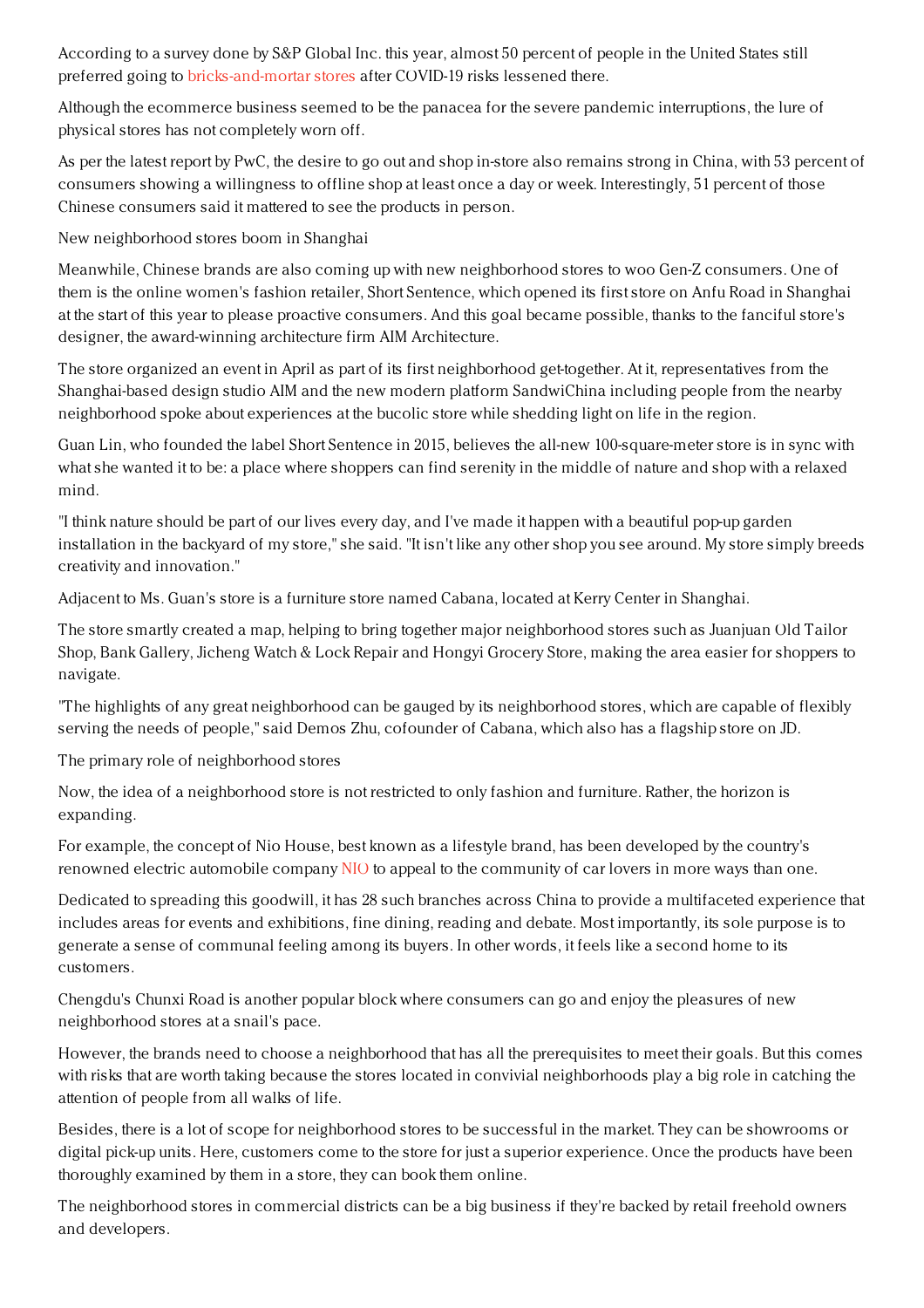According to a survey done by S&P Global Inc. this year, almost 50 percent of people in the United States still preferred going to bricks-and-mortar stores after COVID-19 risks lessened there.

Although the ecommerce business seemed to be the panacea for the severe pandemic interruptions, the lure of physical stores has not completely worn off.

As per the latest report by PwC, the desire to go out and shop in-store also remains strong in China, with 53 percent of consumers showing a willingness to offline shop at least once a day or week. Interestingly, 51 percent of those Chinese consumers said it mattered to see the products in person.

## New neighborhood stores boom in Shanghai

Meanwhile, Chinese brands are also coming up with new neighborhood stores to woo Gen-Z consumers. One of them is the online women's fashion retailer, Short Sentence, which opened its first store on Anfu Road in Shanghai at the start of this year to please proactive consumers. And this goal became possible, thanks to the fanciful store's designer, the award-winning architecture firm AIM Architecture.

The store organized an event in April as part of its first neighborhood get-together. At it, representatives from the Shanghai-based design studio AIM and the new modern platform SandwiChina including people from the nearby neighborhood spoke about experiences at the bucolic store while shedding light on life in the region.

Guan Lin, who founded the label Short Sentence in 2015, believes the all-new 100-square-meter store is in sync with what she wanted it to be: a place where shoppers can find serenity in the middle of nature and shop with a relaxed mind.

"I think nature should be part of our lives every day, and I've made it happen with a beautiful pop-up garden installation in the backyard of my store," she said. "It isn't like any other shop you see around. My store simply breeds creativity and innovation."

Adjacent to Ms. Guan's store is a furniture store named Cabana, located at Kerry Center in Shanghai.

The store smartly created a map, helping to bring together major neighborhood stores such as Juanjuan Old Tailor Shop, Bank Gallery, Jicheng Watch & Lock Repair and Hongyi Grocery Store, making the area easier for shoppers to navigate.

"The highlights of any great neighborhood can be gauged by its neighborhood stores, which are capable of flexibly serving the needs of people," said Demos Zhu, cofounder of Cabana, which also has a flagship store on JD.

## The primary role of neighborhood stores

Now, the idea of a neighborhood store is not restricted to only fashion and furniture. Rather, the horizon is expanding.

For example, the concept of Nio House, best known as a lifestyle brand, has been developed by the country's renowned electric automobile company NIO to appeal to the community of car lovers in more ways than one.

Dedicated to spreading this goodwill, it has 28 such branches across China to provide a multifaceted experience that includes areas for events and exhibitions, fine dining, reading and debate. Most importantly, its sole purpose is to generate a sense of communal feeling among its buyers. In other words, it feels like a second home to its customers.

Chengdu's Chunxi Road is another popular block where consumers can go and enjoy the pleasures of new neighborhood stores at a snail's pace.

However, the brands need to choose a neighborhood that has all the prerequisites to meet their goals. But this comes with risks that are worth taking because the stores located in convivial neighborhoods play a big role in catching the attention of people from all walks of life.

Besides, there is a lot of scope for neighborhood stores to be successful in the market. They can be showrooms or digital pick-up units. Here, customers come to the store for just a superior experience. Once the products have been thoroughly examined by them in a store, they can book them online.

The neighborhood stores in commercial districts can be a big business if they're backed by retail freehold owners and developers.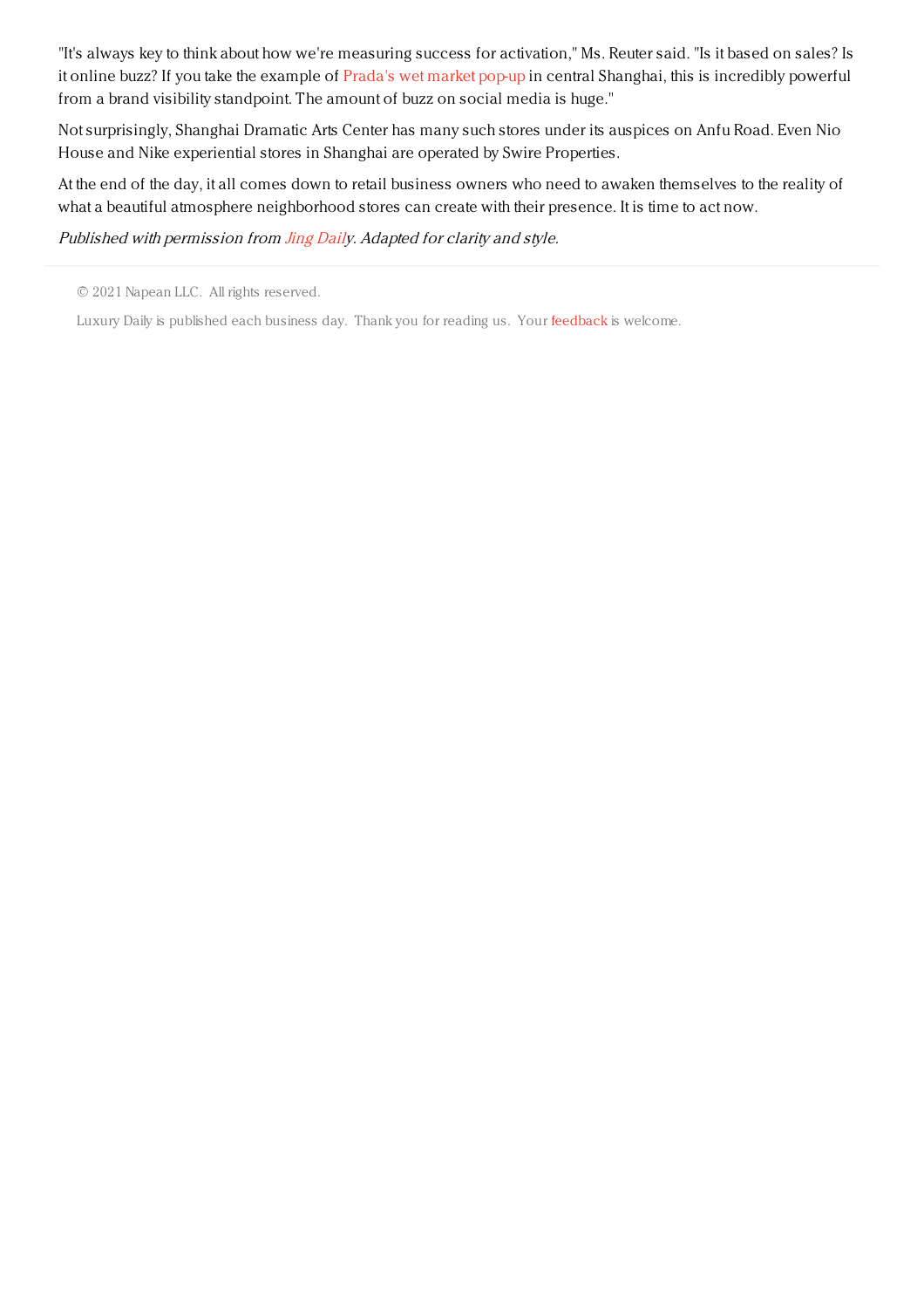"It's always key to think about how we're measuring success for activation," Ms. Reuter said. "Is it based on sales? Is it online buzz? If you take the example of Prada's wet market pop-up in central Shanghai, this is incredibly powerful from a brand visibility standpoint. The amount of buzz on social media is huge."

Not surprisingly, Shanghai Dramatic Arts Center has many such stores under its auspices on Anfu Road. Even Nio House and Nike experiential stores in Shanghai are operated by Swire Properties.

At the end of the day, it all comes down to retail business owners who need to awaken themselves to the reality of what a beautiful atmosphere neighborhood stores can create with their presence. It is time to act now.

*Published with permission from Jing Daily. Adapted for clarity and style.*

© 2021 Napean LLC. All rights reserved.

Luxury Daily is published each business day. Thank you for reading us. Your feedback is welcome.